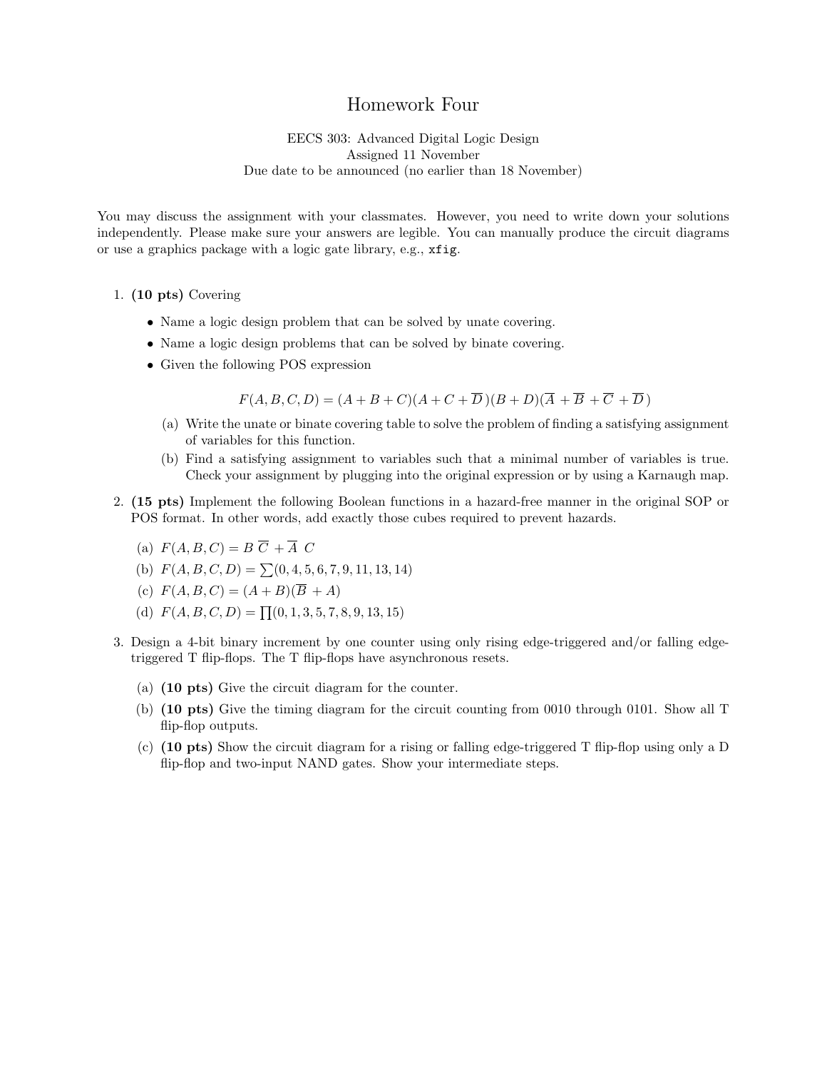# Homework Four

EECS 303: Advanced Digital Logic Design
Assigned 11 November
Due date to be announced (no earlier than 18 November)

You may discuss the assignment with your classmates. However, you need to write down your solutions independently. Please make sure your answers are legible. You can manually produce the circuit diagrams or use a graphics package with a logic gate library, e.g., `xfig`.

1. **(10 pts)** Covering

   - Name a logic design problem that can be solved by unate covering.
   - Name a logic design problems that can be solved by binate covering.
   - Given the following POS expression

   $$F(A, B, C, D) = (A + B + C)(A + C + \overline{D})(B + D)(\overline{A} + \overline{B} + \overline{C} + \overline{D})$$

   (a) Write the unate or binate covering table to solve the problem of finding a satisfying assignment of variables for this function.

   (b) Find a satisfying assignment to variables such that a minimal number of variables is true. Check your assignment by plugging into the original expression or by using a Karnaugh map.

2. **(15 pts)** Implement the following Boolean functions in a hazard-free manner in the original SOP or POS format. In other words, add exactly those cubes required to prevent hazards.

   (a) $F(A, B, C) = B\ \overline{C} + \overline{A}\ C$

   (b) $F(A, B, C, D) = \sum(0, 4, 5, 6, 7, 9, 11, 13, 14)$

   (c) $F(A, B, C) = (A + B)(\overline{B} + A)$

   (d) $F(A, B, C, D) = \prod(0, 1, 3, 5, 7, 8, 9, 13, 15)$

3. Design a 4-bit binary increment by one counter using only rising edge-triggered and/or falling edge-triggered T flip-flops. The T flip-flops have asynchronous resets.

   (a) **(10 pts)** Give the circuit diagram for the counter.

   (b) **(10 pts)** Give the timing diagram for the circuit counting from 0010 through 0101. Show all T flip-flop outputs.

   (c) **(10 pts)** Show the circuit diagram for a rising or falling edge-triggered T flip-flop using only a D flip-flop and two-input NAND gates. Show your intermediate steps.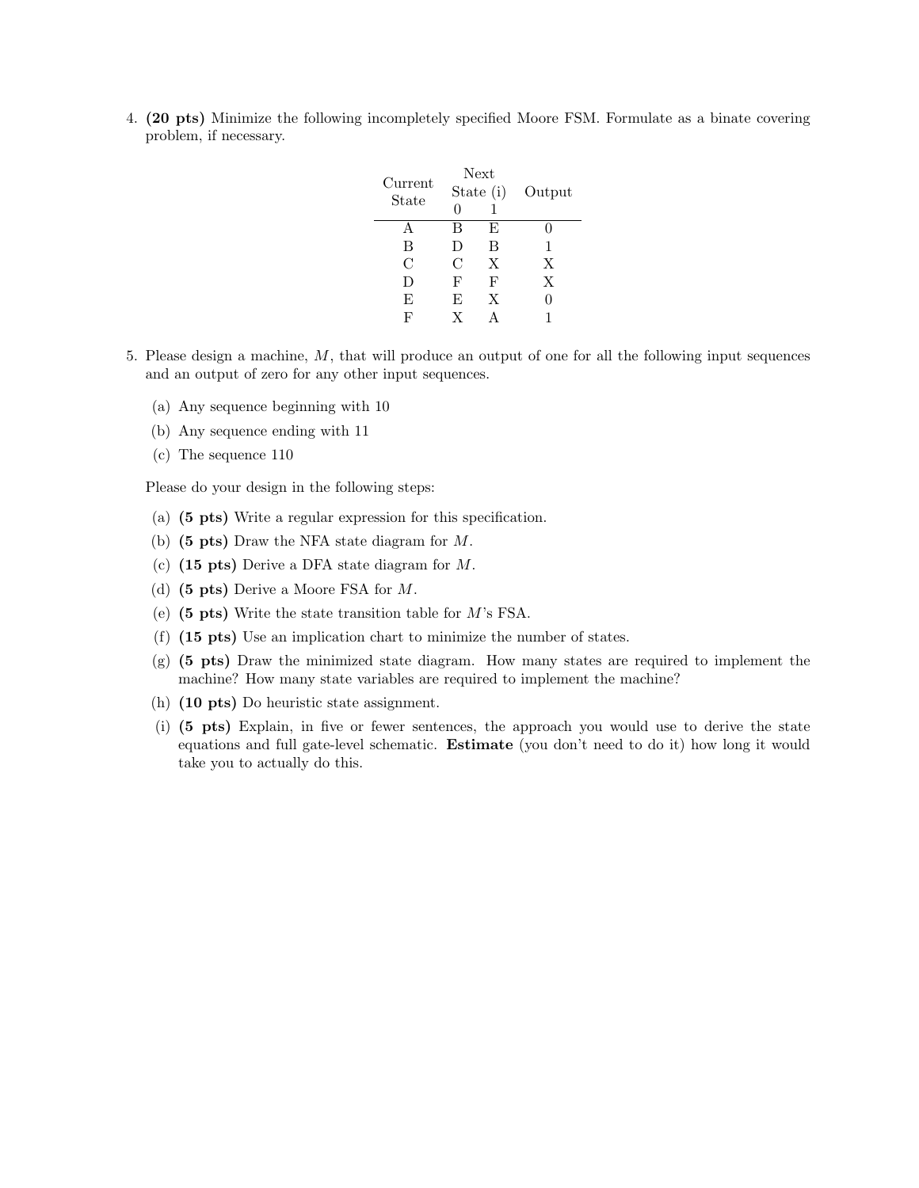4. **(20 pts)** Minimize the following incompletely specified Moore FSM. Formulate as a binate covering problem, if necessary.

| Current State | Next State (i) 0 | 1 | Output |
|---|---|---|---|
| A | B | E | 0 |
| B | D | B | 1 |
| C | C | X | X |
| D | F | F | X |
| E | E | X | 0 |
| F | X | A | 1 |

5. Please design a machine, $M$, that will produce an output of one for all the following input sequences and an output of zero for any other input sequences.

   (a) Any sequence beginning with 10

   (b) Any sequence ending with 11

   (c) The sequence 110

   Please do your design in the following steps:

   (a) **(5 pts)** Write a regular expression for this specification.

   (b) **(5 pts)** Draw the NFA state diagram for $M$.

   (c) **(15 pts)** Derive a DFA state diagram for $M$.

   (d) **(5 pts)** Derive a Moore FSA for $M$.

   (e) **(5 pts)** Write the state transition table for $M$'s FSA.

   (f) **(15 pts)** Use an implication chart to minimize the number of states.

   (g) **(5 pts)** Draw the minimized state diagram. How many states are required to implement the machine? How many state variables are required to implement the machine?

   (h) **(10 pts)** Do heuristic state assignment.

   (i) **(5 pts)** Explain, in five or fewer sentences, the approach you would use to derive the state equations and full gate-level schematic. **Estimate** (you don't need to do it) how long it would take you to actually do this.